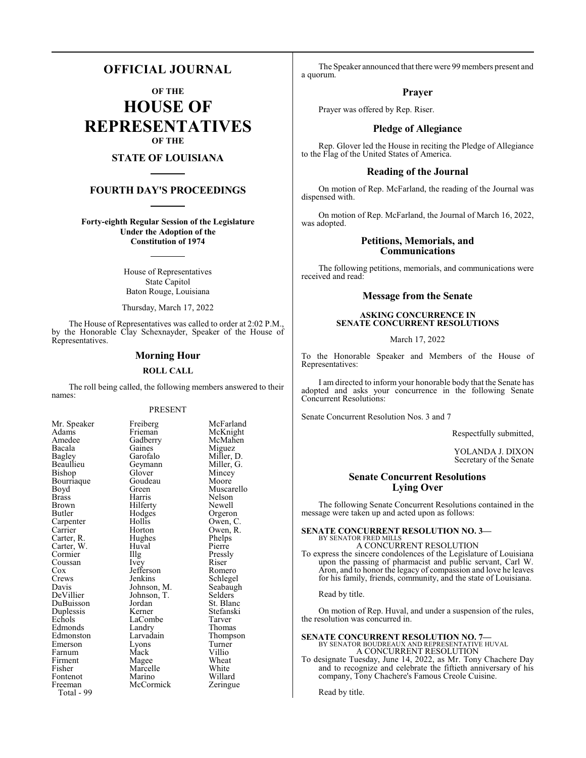# OFFICIAL JOURNAL

**OF THE**

# HOUSE OF REPRESENTATIVES

**OF THE**

## STATE OF LOUISIANA

## FOURTH DAY'S PROCEEDINGS

**Forty-eighth Regular Session of the Legislature Under the Adoption of the Constitution of 1974**

House of Representatives
State Capitol
Baton Rouge, Louisiana

Thursday, March 17, 2022

The House of Representatives was called to order at 2:02 P.M., by the Honorable Clay Schexnayder, Speaker of the House of Representatives.

### Morning Hour

**ROLL CALL**

The roll being called, the following members answered to their names:

PRESENT

| | | |
|---|---|---|
| Mr. Speaker | Freiberg | McFarland |
| Adams | Frieman | McKnight |
| Amedee | Gadberry | McMahen |
| Bacala | Gaines | Miguez |
| Bagley | Garofalo | Miller, D. |
| Beaullieu | Geymann | Miller, G. |
| Bishop | Glover | Mincey |
| Bourriaque | Goudeau | Moore |
| Boyd | Green | Muscarello |
| Brass | Harris | Nelson |
| Brown | Hilferty | Newell |
| Butler | Hodges | Orgeron |
| Carpenter | Hollis | Owen, C. |
| Carrier | Horton | Owen, R. |
| Carter, R. | Hughes | Phelps |
| Carter, W. | Huval | Pierre |
| Cormier | Illg | Pressly |
| Coussan | Ivey | Riser |
| Cox | Jefferson | Romero |
| Crews | Jenkins | Schlegel |
| Davis | Johnson, M. | Seabaugh |
| DeVillier | Johnson, T. | Selders |
| DuBuisson | Jordan | St. Blanc |
| Duplessis | Kerner | Stefanski |
| Echols | LaCombe | Tarver |
| Edmonds | Landry | Thomas |
| Edmonston | Larvadain | Thompson |
| Emerson | Lyons | Turner |
| Farnum | Mack | Villio |
| Firment | Magee | Wheat |
| Fisher | Marcelle | White |
| Fontenot | Marino | Willard |
| Freeman | McCormick | Zeringue |

Total - 99

The Speaker announced that there were 99 members present and a quorum.

### Prayer

Prayer was offered by Rep. Riser.

### Pledge of Allegiance

Rep. Glover led the House in reciting the Pledge of Allegiance to the Flag of the United States of America.

### Reading of the Journal

On motion of Rep. McFarland, the reading of the Journal was dispensed with.

On motion of Rep. McFarland, the Journal of March 16, 2022, was adopted.

### Petitions, Memorials, and Communications

The following petitions, memorials, and communications were received and read:

### Message from the Senate

**ASKING CONCURRENCE IN SENATE CONCURRENT RESOLUTIONS**

March 17, 2022

To the Honorable Speaker and Members of the House of Representatives:

I am directed to inform your honorable body that the Senate has adopted and asks your concurrence in the following Senate Concurrent Resolutions:

Senate Concurrent Resolution Nos. 3 and 7

Respectfully submitted,

YOLANDA J. DIXON
Secretary of the Senate

### Senate Concurrent Resolutions Lying Over

The following Senate Concurrent Resolutions contained in the message were taken up and acted upon as follows:

**SENATE CONCURRENT RESOLUTION NO. 3—**
BY SENATOR FRED MILLS
A CONCURRENT RESOLUTION
To express the sincere condolences of the Legislature of Louisiana upon the passing of pharmacist and public servant, Carl W. Aron, and to honor the legacy of compassion and love he leaves for his family, friends, community, and the state of Louisiana.

Read by title.

On motion of Rep. Huval, and under a suspension of the rules, the resolution was concurred in.

**SENATE CONCURRENT RESOLUTION NO. 7—**
BY SENATOR BOUDREAUX AND REPRESENTATIVE HUVAL
A CONCURRENT RESOLUTION
To designate Tuesday, June 14, 2022, as Mr. Tony Chachere Day and to recognize and celebrate the fiftieth anniversary of his company, Tony Chachere's Famous Creole Cuisine.

Read by title.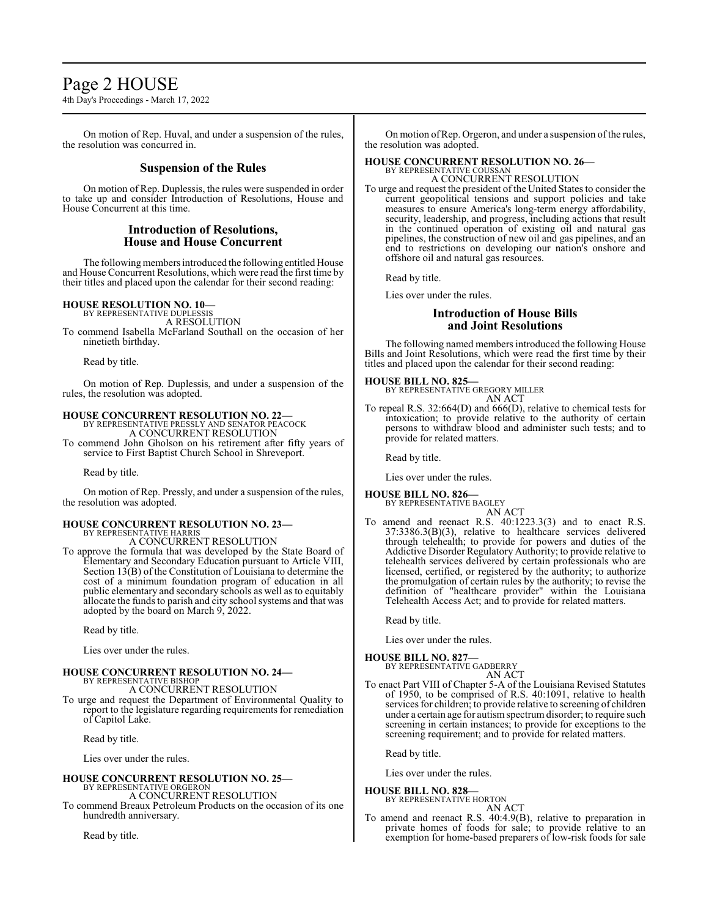On motion of Rep. Huval, and under a suspension of the rules, the resolution was concurred in.

## Suspension of the Rules

On motion of Rep. Duplessis, the rules were suspended in order to take up and consider Introduction of Resolutions, House and House Concurrent at this time.

## Introduction of Resolutions, House and House Concurrent

The following members introduced the following entitled House and House Concurrent Resolutions, which were read the first time by their titles and placed upon the calendar for their second reading:

**HOUSE RESOLUTION NO. 10—**
BY REPRESENTATIVE DUPLESSIS
A RESOLUTION
To commend Isabella McFarland Southall on the occasion of her ninetieth birthday.

Read by title.

On motion of Rep. Duplessis, and under a suspension of the rules, the resolution was adopted.

**HOUSE CONCURRENT RESOLUTION NO. 22—**
BY REPRESENTATIVE PRESSLY AND SENATOR PEACOCK
A CONCURRENT RESOLUTION
To commend John Gholson on his retirement after fifty years of service to First Baptist Church School in Shreveport.

Read by title.

On motion of Rep. Pressly, and under a suspension of the rules, the resolution was adopted.

**HOUSE CONCURRENT RESOLUTION NO. 23—**
BY REPRESENTATIVE HARRIS
A CONCURRENT RESOLUTION
To approve the formula that was developed by the State Board of Elementary and Secondary Education pursuant to Article VIII, Section 13(B) of the Constitution of Louisiana to determine the cost of a minimum foundation program of education in all public elementary and secondary schools as well as to equitably allocate the funds to parish and city school systems and that was adopted by the board on March 9, 2022.

Read by title.

Lies over under the rules.

**HOUSE CONCURRENT RESOLUTION NO. 24—**
BY REPRESENTATIVE BISHOP
A CONCURRENT RESOLUTION
To urge and request the Department of Environmental Quality to report to the legislature regarding requirements for remediation of Capitol Lake.

Read by title.

Lies over under the rules.

**HOUSE CONCURRENT RESOLUTION NO. 25—**
BY REPRESENTATIVE ORGERON
A CONCURRENT RESOLUTION
To commend Breaux Petroleum Products on the occasion of its one hundredth anniversary.

Read by title.

On motion of Rep. Orgeron, and under a suspension of the rules, the resolution was adopted.

**HOUSE CONCURRENT RESOLUTION NO. 26—**
BY REPRESENTATIVE COUSSAN
A CONCURRENT RESOLUTION
To urge and request the president of the United States to consider the current geopolitical tensions and support policies and take measures to ensure America's long-term energy affordability, security, leadership, and progress, including actions that result in the continued operation of existing oil and natural gas pipelines, the construction of new oil and gas pipelines, and an end to restrictions on developing our nation's onshore and offshore oil and natural gas resources.

Read by title.

Lies over under the rules.

## Introduction of House Bills and Joint Resolutions

The following named members introduced the following House Bills and Joint Resolutions, which were read the first time by their titles and placed upon the calendar for their second reading:

**HOUSE BILL NO. 825—**
BY REPRESENTATIVE GREGORY MILLER
AN ACT
To repeal R.S. 32:664(D) and 666(D), relative to chemical tests for intoxication; to provide relative to the authority of certain persons to withdraw blood and administer such tests; and to provide for related matters.

Read by title.

Lies over under the rules.

**HOUSE BILL NO. 826—**
BY REPRESENTATIVE BAGLEY
AN ACT
To amend and reenact R.S. 40:1223.3(3) and to enact R.S. 37:3386.3(B)(3), relative to healthcare services delivered through telehealth; to provide for powers and duties of the Addictive Disorder Regulatory Authority; to provide relative to telehealth services delivered by certain professionals who are licensed, certified, or registered by the authority; to authorize the promulgation of certain rules by the authority; to revise the definition of "healthcare provider" within the Louisiana Telehealth Access Act; and to provide for related matters.

Read by title.

Lies over under the rules.

**HOUSE BILL NO. 827—**
BY REPRESENTATIVE GADBERRY
AN ACT
To enact Part VIII of Chapter 5-A of the Louisiana Revised Statutes of 1950, to be comprised of R.S. 40:1091, relative to health services for children; to provide relative to screening of children under a certain age for autism spectrum disorder; to require such screening in certain instances; to provide for exceptions to the screening requirement; and to provide for related matters.

Read by title.

Lies over under the rules.

**HOUSE BILL NO. 828—**
BY REPRESENTATIVE HORTON
AN ACT
To amend and reenact R.S. 40:4.9(B), relative to preparation in private homes of foods for sale; to provide relative to an exemption for home-based preparers of low-risk foods for sale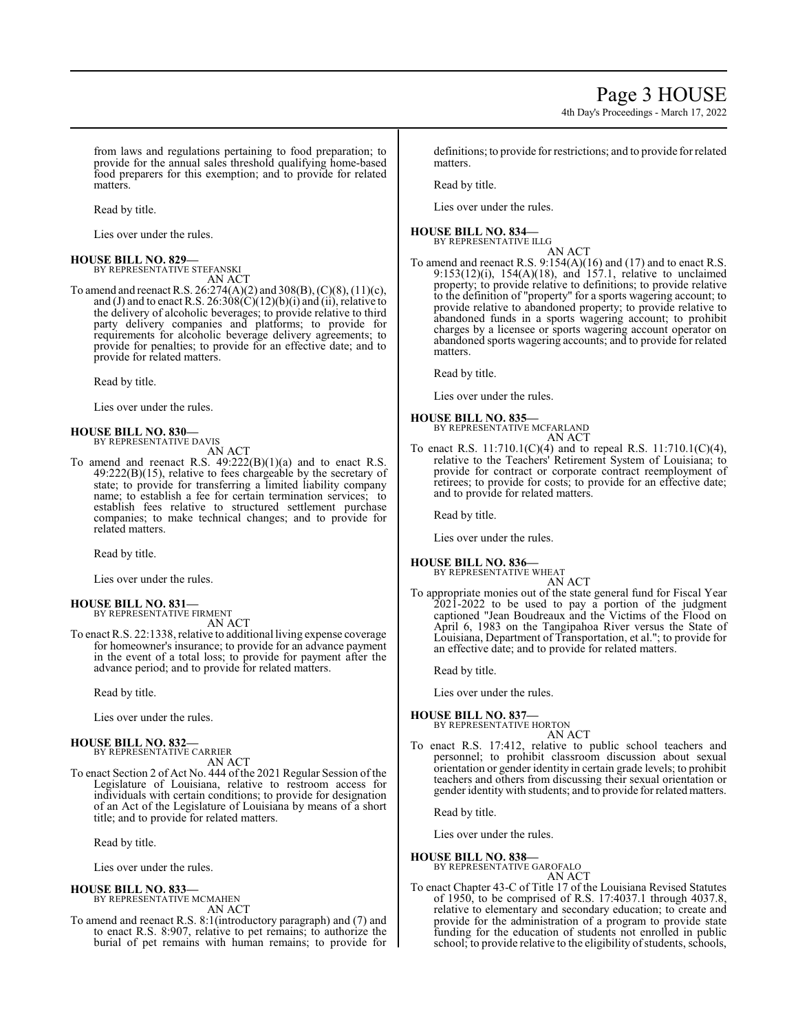from laws and regulations pertaining to food preparation; to provide for the annual sales threshold qualifying home-based food preparers for this exemption; and to provide for related matters.

Read by title.

Lies over under the rules.

**HOUSE BILL NO. 829—**
BY REPRESENTATIVE STEFANSKI
AN ACT

To amend and reenact R.S. 26:274(A)(2) and 308(B), (C)(8), (11)(c), and (J) and to enact R.S. 26:308(C)(12)(b)(i) and (ii), relative to the delivery of alcoholic beverages; to provide relative to third party delivery companies and platforms; to provide for requirements for alcoholic beverage delivery agreements; to provide for penalties; to provide for an effective date; and to provide for related matters.

Read by title.

Lies over under the rules.

**HOUSE BILL NO. 830—**
BY REPRESENTATIVE DAVIS
AN ACT

To amend and reenact R.S. 49:222(B)(1)(a) and to enact R.S. 49:222(B)(15), relative to fees chargeable by the secretary of state; to provide for transferring a limited liability company name; to establish a fee for certain termination services; to establish fees relative to structured settlement purchase companies; to make technical changes; and to provide for related matters.

Read by title.

Lies over under the rules.

**HOUSE BILL NO. 831—**
BY REPRESENTATIVE FIRMENT
AN ACT

To enact R.S. 22:1338, relative to additional living expense coverage for homeowner's insurance; to provide for an advance payment in the event of a total loss; to provide for payment after the advance period; and to provide for related matters.

Read by title.

Lies over under the rules.

**HOUSE BILL NO. 832—**
BY REPRESENTATIVE CARRIER
AN ACT

To enact Section 2 of Act No. 444 of the 2021 Regular Session of the Legislature of Louisiana, relative to restroom access for individuals with certain conditions; to provide for designation of an Act of the Legislature of Louisiana by means of a short title; and to provide for related matters.

Read by title.

Lies over under the rules.

**HOUSE BILL NO. 833—**
BY REPRESENTATIVE MCMAHEN
AN ACT

To amend and reenact R.S. 8:1(introductory paragraph) and (7) and to enact R.S. 8:907, relative to pet remains; to authorize the burial of pet remains with human remains; to provide for definitions; to provide for restrictions; and to provide for related matters.

Read by title.

Lies over under the rules.

**HOUSE BILL NO. 834—**
BY REPRESENTATIVE ILLG
AN ACT

To amend and reenact R.S. 9:154(A)(16) and (17) and to enact R.S. 9:153(12)(i), 154(A)(18), and 157.1, relative to unclaimed property; to provide relative to definitions; to provide relative to the definition of "property" for a sports wagering account; to provide relative to abandoned property; to provide relative to abandoned funds in a sports wagering account; to prohibit charges by a licensee or sports wagering account operator on abandoned sports wagering accounts; and to provide for related matters.

Read by title.

Lies over under the rules.

**HOUSE BILL NO. 835—**
BY REPRESENTATIVE MCFARLAND
AN ACT

To enact R.S. 11:710.1(C)(4) and to repeal R.S. 11:710.1(C)(4), relative to the Teachers' Retirement System of Louisiana; to provide for contract or corporate contract reemployment of retirees; to provide for costs; to provide for an effective date; and to provide for related matters.

Read by title.

Lies over under the rules.

**HOUSE BILL NO. 836—**
BY REPRESENTATIVE WHEAT
AN ACT

To appropriate monies out of the state general fund for Fiscal Year 2021-2022 to be used to pay a portion of the judgment captioned "Jean Boudreaux and the Victims of the Flood on April 6, 1983 on the Tangipahoa River versus the State of Louisiana, Department of Transportation, et al."; to provide for an effective date; and to provide for related matters.

Read by title.

Lies over under the rules.

**HOUSE BILL NO. 837—**
BY REPRESENTATIVE HORTON
AN ACT

To enact R.S. 17:412, relative to public school teachers and personnel; to prohibit classroom discussion about sexual orientation or gender identity in certain grade levels; to prohibit teachers and others from discussing their sexual orientation or gender identity with students; and to provide for related matters.

Read by title.

Lies over under the rules.

**HOUSE BILL NO. 838—**
BY REPRESENTATIVE GAROFALO
AN ACT

To enact Chapter 43-C of Title 17 of the Louisiana Revised Statutes of 1950, to be comprised of R.S. 17:4037.1 through 4037.8, relative to elementary and secondary education; to create and provide for the administration of a program to provide state funding for the education of students not enrolled in public school; to provide relative to the eligibility of students, schools,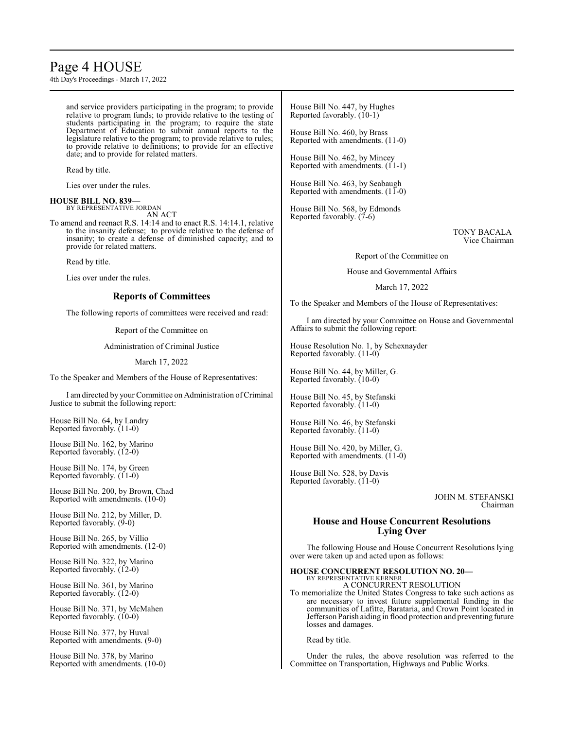and service providers participating in the program; to provide relative to program funds; to provide relative to the testing of students participating in the program; to require the state Department of Education to submit annual reports to the legislature relative to the program; to provide relative to rules; to provide relative to definitions; to provide for an effective date; and to provide for related matters.

Read by title.

Lies over under the rules.

**HOUSE BILL NO. 839—**
BY REPRESENTATIVE JORDAN
AN ACT

To amend and reenact R.S. 14:14 and to enact R.S. 14:14.1, relative to the insanity defense; to provide relative to the defense of insanity; to create a defense of diminished capacity; and to provide for related matters.

Read by title.

Lies over under the rules.

## Reports of Committees

The following reports of committees were received and read:

Report of the Committee on

Administration of Criminal Justice

March 17, 2022

To the Speaker and Members of the House of Representatives:

I am directed by your Committee on Administration of Criminal Justice to submit the following report:

House Bill No. 64, by Landry
Reported favorably. (11-0)

House Bill No. 162, by Marino
Reported favorably. (12-0)

House Bill No. 174, by Green
Reported favorably. (11-0)

House Bill No. 200, by Brown, Chad
Reported with amendments. (10-0)

House Bill No. 212, by Miller, D.
Reported favorably. (9-0)

House Bill No. 265, by Villio
Reported with amendments. (12-0)

House Bill No. 322, by Marino
Reported favorably. (12-0)

House Bill No. 361, by Marino
Reported favorably. (12-0)

House Bill No. 371, by McMahen
Reported favorably. (10-0)

House Bill No. 377, by Huval
Reported with amendments. (9-0)

House Bill No. 378, by Marino
Reported with amendments. (10-0)

House Bill No. 447, by Hughes
Reported favorably. (10-1)

House Bill No. 460, by Brass
Reported with amendments. (11-0)

House Bill No. 462, by Mincey
Reported with amendments. (11-1)

House Bill No. 463, by Seabaugh
Reported with amendments. (11-0)

House Bill No. 568, by Edmonds
Reported favorably. (7-6)

TONY BACALA
Vice Chairman

Report of the Committee on

House and Governmental Affairs

March 17, 2022

To the Speaker and Members of the House of Representatives:

I am directed by your Committee on House and Governmental Affairs to submit the following report:

House Resolution No. 1, by Schexnayder
Reported favorably. (11-0)

House Bill No. 44, by Miller, G.
Reported favorably. (10-0)

House Bill No. 45, by Stefanski
Reported favorably. (11-0)

House Bill No. 46, by Stefanski
Reported favorably. (11-0)

House Bill No. 420, by Miller, G.
Reported with amendments. (11-0)

House Bill No. 528, by Davis
Reported favorably. (11-0)

JOHN M. STEFANSKI
Chairman

## House and House Concurrent Resolutions Lying Over

The following House and House Concurrent Resolutions lying over were taken up and acted upon as follows:

**HOUSE CONCURRENT RESOLUTION NO. 20—**
BY REPRESENTATIVE KERNER
A CONCURRENT RESOLUTION

To memorialize the United States Congress to take such actions as are necessary to invest future supplemental funding in the communities of Lafitte, Barataria, and Crown Point located in Jefferson Parish aiding in flood protection and preventing future losses and damages.

Read by title.

Under the rules, the above resolution was referred to the Committee on Transportation, Highways and Public Works.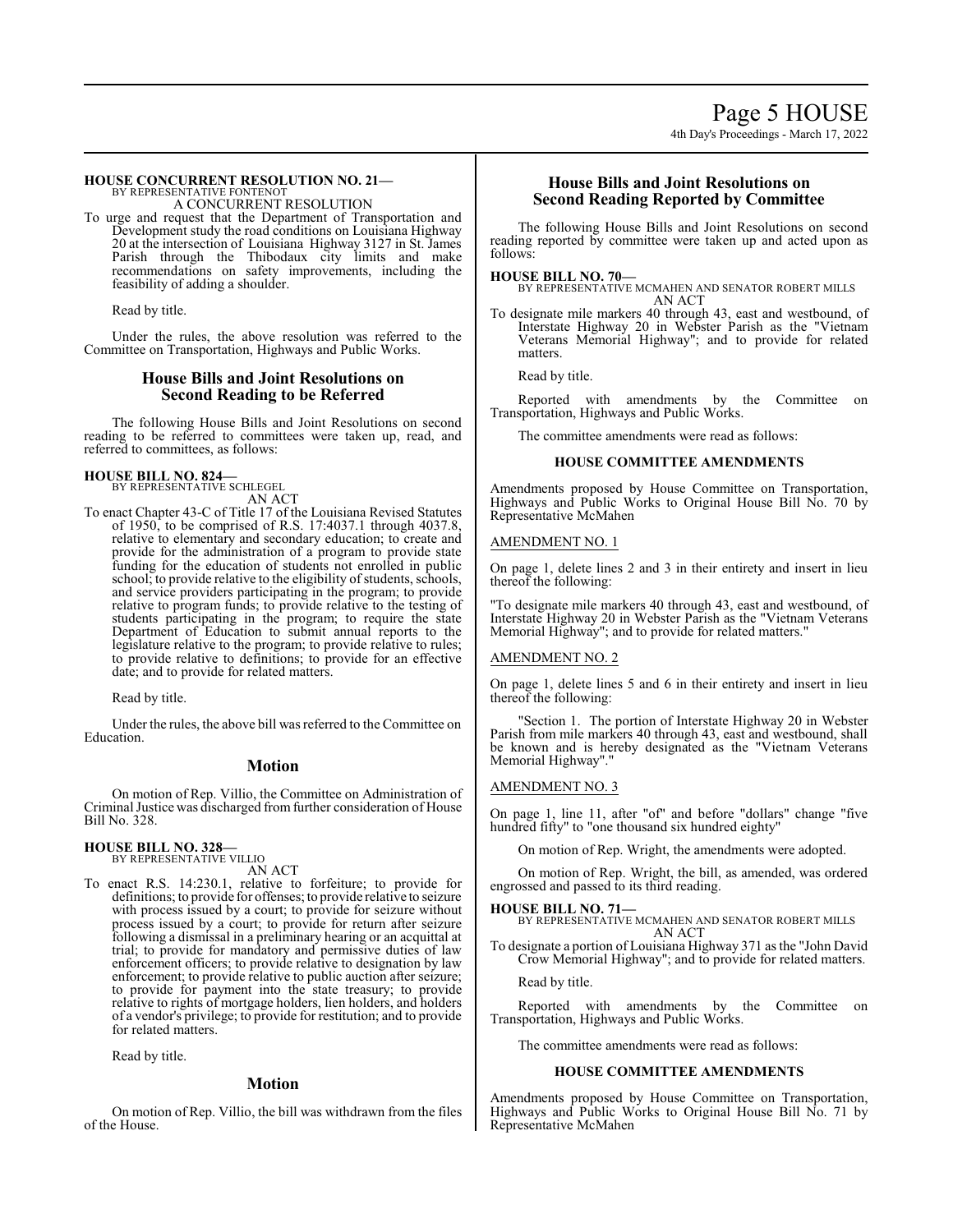**HOUSE CONCURRENT RESOLUTION NO. 21—**
BY REPRESENTATIVE FONTENOT
A CONCURRENT RESOLUTION

To urge and request that the Department of Transportation and Development study the road conditions on Louisiana Highway 20 at the intersection of Louisiana Highway 3127 in St. James Parish through the Thibodaux city limits and make recommendations on safety improvements, including the feasibility of adding a shoulder.

Read by title.

Under the rules, the above resolution was referred to the Committee on Transportation, Highways and Public Works.

## House Bills and Joint Resolutions on Second Reading to be Referred

The following House Bills and Joint Resolutions on second reading to be referred to committees were taken up, read, and referred to committees, as follows:

**HOUSE BILL NO. 824—**
BY REPRESENTATIVE SCHLEGEL
AN ACT

To enact Chapter 43-C of Title 17 of the Louisiana Revised Statutes of 1950, to be comprised of R.S. 17:4037.1 through 4037.8, relative to elementary and secondary education; to create and provide for the administration of a program to provide state funding for the education of students not enrolled in public school; to provide relative to the eligibility of students, schools, and service providers participating in the program; to provide relative to program funds; to provide relative to the testing of students participating in the program; to require the state Department of Education to submit annual reports to the legislature relative to the program; to provide relative to rules; to provide relative to definitions; to provide for an effective date; and to provide for related matters.

Read by title.

Under the rules, the above bill was referred to the Committee on Education.

## Motion

On motion of Rep. Villio, the Committee on Administration of Criminal Justice was discharged from further consideration of House Bill No. 328.

**HOUSE BILL NO. 328—**
BY REPRESENTATIVE VILLIO
AN ACT

To enact R.S. 14:230.1, relative to forfeiture; to provide for definitions; to provide for offenses; to provide relative to seizure with process issued by a court; to provide for seizure without process issued by a court; to provide for return after seizure following a dismissal in a preliminary hearing or an acquittal at trial; to provide for mandatory and permissive duties of law enforcement officers; to provide relative to designation by law enforcement; to provide relative to public auction after seizure; to provide for payment into the state treasury; to provide relative to rights of mortgage holders, lien holders, and holders of a vendor's privilege; to provide for restitution; and to provide for related matters.

Read by title.

## Motion

On motion of Rep. Villio, the bill was withdrawn from the files of the House.

## House Bills and Joint Resolutions on Second Reading Reported by Committee

The following House Bills and Joint Resolutions on second reading reported by committee were taken up and acted upon as follows:

**HOUSE BILL NO. 70—**
BY REPRESENTATIVE MCMAHEN AND SENATOR ROBERT MILLS
AN ACT

To designate mile markers 40 through 43, east and westbound, of Interstate Highway 20 in Webster Parish as the "Vietnam Veterans Memorial Highway"; and to provide for related matters.

Read by title.

Reported with amendments by the Committee on Transportation, Highways and Public Works.

The committee amendments were read as follows:

### HOUSE COMMITTEE AMENDMENTS

Amendments proposed by House Committee on Transportation, Highways and Public Works to Original House Bill No. 70 by Representative McMahen

AMENDMENT NO. 1

On page 1, delete lines 2 and 3 in their entirety and insert in lieu thereof the following:

"To designate mile markers 40 through 43, east and westbound, of Interstate Highway 20 in Webster Parish as the "Vietnam Veterans Memorial Highway"; and to provide for related matters."

AMENDMENT NO. 2

On page 1, delete lines 5 and 6 in their entirety and insert in lieu thereof the following:

"Section 1. The portion of Interstate Highway 20 in Webster Parish from mile markers 40 through 43, east and westbound, shall be known and is hereby designated as the "Vietnam Veterans Memorial Highway"."

AMENDMENT NO. 3

On page 1, line 11, after "of" and before "dollars" change "five hundred fifty" to "one thousand six hundred eighty"

On motion of Rep. Wright, the amendments were adopted.

On motion of Rep. Wright, the bill, as amended, was ordered engrossed and passed to its third reading.

**HOUSE BILL NO. 71—**
BY REPRESENTATIVE MCMAHEN AND SENATOR ROBERT MILLS
AN ACT

To designate a portion of Louisiana Highway 371 as the "John David Crow Memorial Highway"; and to provide for related matters.

Read by title.

Reported with amendments by the Committee on Transportation, Highways and Public Works.

The committee amendments were read as follows:

### HOUSE COMMITTEE AMENDMENTS

Amendments proposed by House Committee on Transportation, Highways and Public Works to Original House Bill No. 71 by Representative McMahen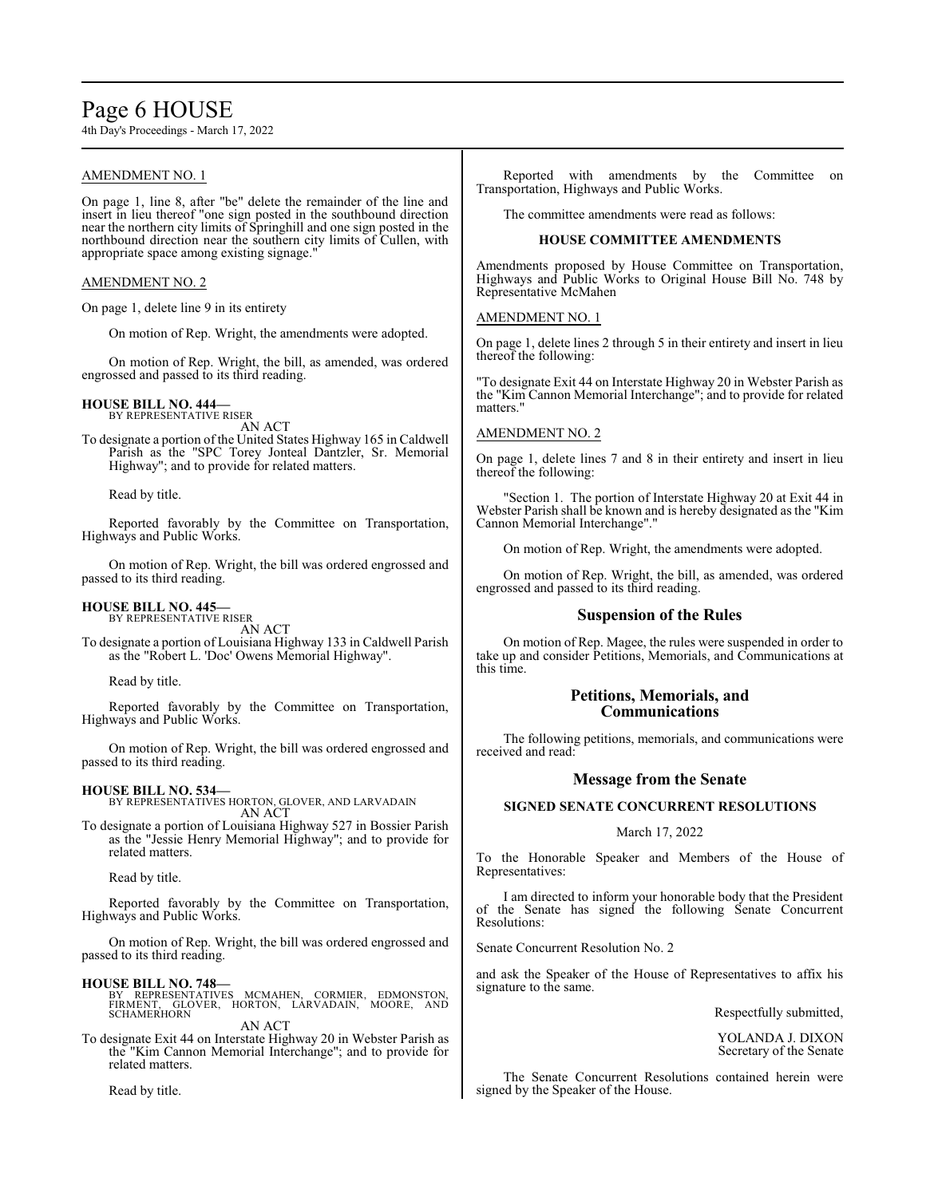AMENDMENT NO. 1

On page 1, line 8, after "be" delete the remainder of the line and insert in lieu thereof "one sign posted in the southbound direction near the northern city limits of Springhill and one sign posted in the northbound direction near the southern city limits of Cullen, with appropriate space among existing signage."

AMENDMENT NO. 2

On page 1, delete line 9 in its entirety

On motion of Rep. Wright, the amendments were adopted.

On motion of Rep. Wright, the bill, as amended, was ordered engrossed and passed to its third reading.

**HOUSE BILL NO. 444—**
BY REPRESENTATIVE RISER
AN ACT

To designate a portion of the United States Highway 165 in Caldwell Parish as the "SPC Torey Jonteal Dantzler, Sr. Memorial Highway"; and to provide for related matters.

Read by title.

Reported favorably by the Committee on Transportation, Highways and Public Works.

On motion of Rep. Wright, the bill was ordered engrossed and passed to its third reading.

**HOUSE BILL NO. 445—**
BY REPRESENTATIVE RISER
AN ACT

To designate a portion of Louisiana Highway 133 in Caldwell Parish as the "Robert L. 'Doc' Owens Memorial Highway".

Read by title.

Reported favorably by the Committee on Transportation, Highways and Public Works.

On motion of Rep. Wright, the bill was ordered engrossed and passed to its third reading.

**HOUSE BILL NO. 534—**
BY REPRESENTATIVES HORTON, GLOVER, AND LARVADAIN
AN ACT

To designate a portion of Louisiana Highway 527 in Bossier Parish as the "Jessie Henry Memorial Highway"; and to provide for related matters.

Read by title.

Reported favorably by the Committee on Transportation, Highways and Public Works.

On motion of Rep. Wright, the bill was ordered engrossed and passed to its third reading.

**HOUSE BILL NO. 748—**
BY REPRESENTATIVES MCMAHEN, CORMIER, EDMONSTON, FIRMENT, GLOVER, HORTON, LARVADAIN, MOORE, AND SCHAMERHORN
AN ACT

To designate Exit 44 on Interstate Highway 20 in Webster Parish as the "Kim Cannon Memorial Interchange"; and to provide for related matters.

Read by title.

Reported with amendments by the Committee on Transportation, Highways and Public Works.

The committee amendments were read as follows:

**HOUSE COMMITTEE AMENDMENTS**

Amendments proposed by House Committee on Transportation, Highways and Public Works to Original House Bill No. 748 by Representative McMahen

AMENDMENT NO. 1

On page 1, delete lines 2 through 5 in their entirety and insert in lieu thereof the following:

"To designate Exit 44 on Interstate Highway 20 in Webster Parish as the "Kim Cannon Memorial Interchange"; and to provide for related matters."

AMENDMENT NO. 2

On page 1, delete lines 7 and 8 in their entirety and insert in lieu thereof the following:

"Section 1. The portion of Interstate Highway 20 at Exit 44 in Webster Parish shall be known and is hereby designated as the "Kim Cannon Memorial Interchange"."

On motion of Rep. Wright, the amendments were adopted.

On motion of Rep. Wright, the bill, as amended, was ordered engrossed and passed to its third reading.

## Suspension of the Rules

On motion of Rep. Magee, the rules were suspended in order to take up and consider Petitions, Memorials, and Communications at this time.

## Petitions, Memorials, and Communications

The following petitions, memorials, and communications were received and read:

## Message from the Senate

**SIGNED SENATE CONCURRENT RESOLUTIONS**

March 17, 2022

To the Honorable Speaker and Members of the House of Representatives:

I am directed to inform your honorable body that the President of the Senate has signed the following Senate Concurrent Resolutions:

Senate Concurrent Resolution No. 2

and ask the Speaker of the House of Representatives to affix his signature to the same.

Respectfully submitted,

YOLANDA J. DIXON
Secretary of the Senate

The Senate Concurrent Resolutions contained herein were signed by the Speaker of the House.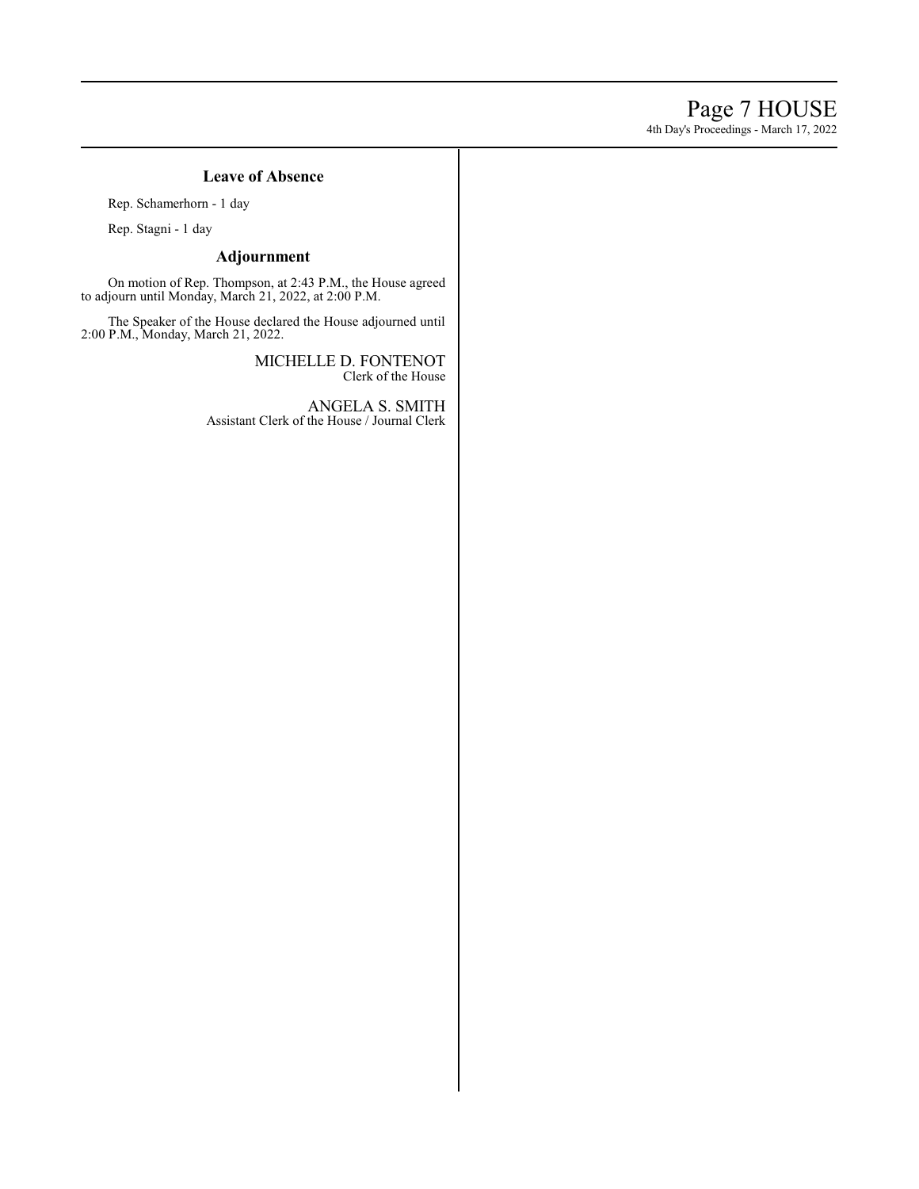## Leave of Absence

Rep. Schamerhorn - 1 day

Rep. Stagni - 1 day

## Adjournment

On motion of Rep. Thompson, at 2:43 P.M., the House agreed to adjourn until Monday, March 21, 2022, at 2:00 P.M.

The Speaker of the House declared the House adjourned until 2:00 P.M., Monday, March 21, 2022.

MICHELLE D. FONTENOT
Clerk of the House

ANGELA S. SMITH
Assistant Clerk of the House / Journal Clerk